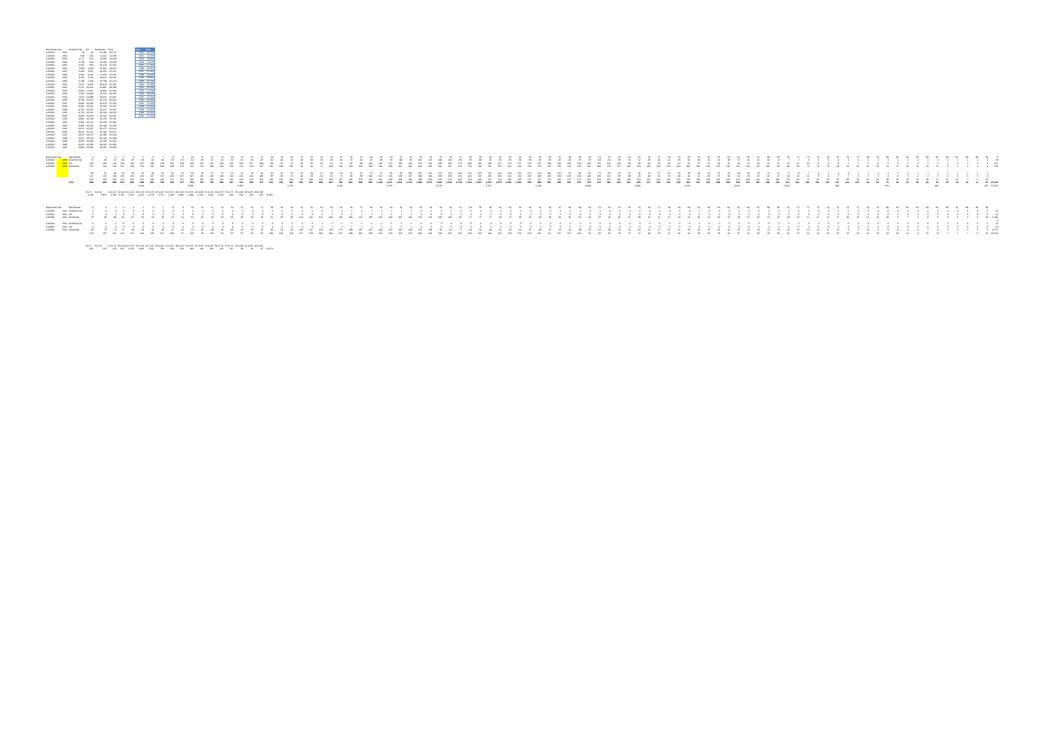| Ward Cods Year Stratford City LCS Remainder Total<br>LLD0654<br>2011<br>LLDC654<br>2012<br>LLD0654<br>2013<br><b>LLDC654</b><br>2014<br>2015<br>LLD0654<br>LLD0654<br>2016<br>LLD0654<br>2017<br>2018<br>LLD0654<br>LLD0654<br>2019<br>LLD0654<br>2020<br>LLD0654<br>2021<br>LLD0654<br>2022<br>LLD0654<br>2023<br>LLD0654<br>2024<br>LLDC654 2025<br>LLD0654<br>2026<br>LLD0654<br>2027<br>LLD0654<br>2028<br>LLDC654 2029<br>LLDC654 2030<br>LLDC654 2031<br>LLDC654<br>2032<br>LLD0654<br>2033<br>LLD0654<br>2034<br>LLDC654 2035<br>LLDC654 2036<br>LLDC654 2037<br>LLDC654 2038<br>LLDC654 2039<br>LLDC654 2040<br>LLDC654 2041 | 618<br>1.736 650 13.291 15.678<br>5.108 7.366 19.796 32.270<br>6.247 10.452 21.887 38.586<br>6.822 11.967 22.801 41.590<br>7.397 13.482 23.716 44.595<br>8.601 16.493 26.470 51.563<br>8.667 16.507 27.393 52.567<br>8.731 16.520 28.317 53.567<br>8.795 16.531 29.240 54.565<br>8.861 16.549 30.150 55.561<br>8.865 16.556 30.160 55.581<br>8.869 16.562 30.168 55.599<br>8.871 16.567 30.175 55.614<br>8.874 16.572 30.182 55.627<br>8.876 16.575 30.188 55.638<br>8.877 16.578 30.193 55.648<br>8.878 16.580 30.198 55.656<br>8.879 16.582 30.202 55.663<br>8.880 16.583 30.205 55.668 | 45 45 10.183 10.274<br>252 11.525 12.395<br>1.177 451 12.403 14.030<br>2.297 850 14.178 17.325<br>2.858 1.049 15.065 18.972<br>3.420 2.651 16.252 22.323<br>3.982 4.220 17.433 25.635<br>4.545 5.792 18.614 28.951<br>5.672 8.941 20.979 35.592<br>7.973 14.998 24.631 47.602<br>8.549 16.515 25.545 50.610<br>8.859 16.540 30.162 55.561                                                                                                                                                                                                                                                                          | Year Total<br>2011 10,274<br>2012 12,395<br>2013 14:030<br>2014 15,678<br>2015 17,325<br>2016 18,972<br>2017 22,323<br>2018 25.635<br>2019 28,951<br>2020 32,270<br>2021 35,592<br>2022 38,586<br>2023 41.590<br>2024 44,595<br>2025 47,602<br>2026 50,610<br>2027 51,563<br>2028 52.567<br>2029 53,567<br>2030 54,565<br>2031 55,561 |  |       |  |       |  |       |  |       |  |       |  |       |  |       |  |       |  |       |  |       |  |       |  |       |  |       |  |     |  |     |  |      |                     |            |
|--------------------------------------------------------------------------------------------------------------------------------------------------------------------------------------------------------------------------------------------------------------------------------------------------------------------------------------------------------------------------------------------------------------------------------------------------------------------------------------------------------------------------------------------------------------------------------------------------------------------------------------|-------------------------------------------------------------------------------------------------------------------------------------------------------------------------------------------------------------------------------------------------------------------------------------------------------------------------------------------------------------------------------------------------------------------------------------------------------------------------------------------------------------------------------------------------------------------------------------------|--------------------------------------------------------------------------------------------------------------------------------------------------------------------------------------------------------------------------------------------------------------------------------------------------------------------------------------------------------------------------------------------------------------------------------------------------------------------------------------------------------------------------------------------------------------------------------------------------------------------|---------------------------------------------------------------------------------------------------------------------------------------------------------------------------------------------------------------------------------------------------------------------------------------------------------------------------------------|--|-------|--|-------|--|-------|--|-------|--|-------|--|-------|--|-------|--|-------|--|-------|--|-------|--|-------|--|-------|--|-------|--|-----|--|-----|--|------|---------------------|------------|
| Ward Cods Year Ward Name<br>LLDO654 2031 Stratford City<br>LLDC655 2031 LCS<br>LLDC656 2031 Remainder                                                                                                                                                                                                                                                                                                                                                                                                                                                                                                                                |                                                                                                                                                                                                                                                                                                                                                                                                                                                                                                                                                                                           | $129 \quad 129 \quad 130 \quad 130 \quad 138 \quad 133 \quad 133 \quad 133 \quad 135 \quad 135 \quad 132 \quad 122 \quad 123 \quad 123 \quad 135 \quad 136 \quad 146 \quad 157 \quad 158 \quad 168 \quad 169 \quad 175 \quad 139 \quad 157 \quad 149 \quad 158 \quad 158 \quad 148 \quad 138 \quad 159 \quad 158 \quad 168 \quad 169 \quad 159 \quad 159 \quad 169 \quad 159 \$<br>237 242 243 237 236 239 233 234 339 279 273 293 55 350 360 37 280 293 294 295 296 396 390 431 432 432 433 442 450 450 243 243 243 253 253 263 293 293 293 293 294 205 395 396 30 30 30 30 35 36 37 38 39 30 30 31 32 33 33 33 3 |                                                                                                                                                                                                                                                                                                                                       |  |       |  |       |  |       |  |       |  |       |  |       |  |       |  |       |  |       |  |       |  |       |  |       |  |       |  |     |  |     |  |      | 85 86 87 88 89 90 0 |            |
|                                                                                                                                                                                                                                                                                                                                                                                                                                                                                                                                                                                                                                      | 127                                                                                                                                                                                                                                                                                                                                                                                                                                                                                                                                                                                       | 256 256 254 247 225 213 224 137 171 156 155 159 155 159 152 154 139 236 230 244 254 264 264 264 264 265 270 281 292 202 202 272 272 28 154 155 165 170 210 313 133 133 134 135 135 135 133 133 133 133 134 134 135 135 135 135                                                                                                                                                                                                                                                                                                                                                                                     | 5.244                                                                                                                                                                                                                                                                                                                                 |  | 3,876 |  | 3.393 |  | 2.701 |  | 2.153 |  | 5.235 |  | 6.779 |  | 5.717 |  | 5.146 |  | 4.480 |  | 3,286 |  | 2.533 |  | 2.012 |  | 1.332 |  | 834 |  | 474 |  | 2.44 |                     | 125 55.561 |
|                                                                                                                                                                                                                                                                                                                                                                                                                                                                                                                                                                                                                                      |                                                                                                                                                                                                                                                                                                                                                                                                                                                                                                                                                                                           | 0 to 5 6 to 10 11 to 15 16 to 2 21 to 25 26 to 30 31 to 35 36 to 40 41 to 45 46 to 50 51 to 55 56 to 60 61 to 65 66 to 70 71 to 75 76 to 80 80 to 85 86 to 90<br>5.244 3.876 3.393 2.701 2.153 5.235 6.779 5.717 5.146 4.480 3.286 2.533 2.012 1.332 834 474 244 125 55.561                                                                                                                                                                                                                                                                                                                                        |                                                                                                                                                                                                                                                                                                                                       |  |       |  |       |  |       |  |       |  |       |  |       |  |       |  |       |  |       |  |       |  |       |  |       |  |       |  |     |  |     |  |      |                     |            |
| Ward Code Year Ward Name<br>LLDO654 2011 Stratford City<br>LLDC655 2011 LCS<br>LLDC656 2011 Remainder                                                                                                                                                                                                                                                                                                                                                                                                                                                                                                                                |                                                                                                                                                                                                                                                                                                                                                                                                                                                                                                                                                                                           |                                                                                                                                                                                                                                                                                                                                                                                                                                                                                                                                                                                                                    |                                                                                                                                                                                                                                                                                                                                       |  |       |  |       |  |       |  |       |  |       |  |       |  |       |  |       |  |       |  |       |  |       |  |       |  |       |  |     |  |     |  |      |                     |            |
| LLDO654 2011 Stratford City<br>LLDC655 2011 LCS<br>LLDO656 2011 Remainder                                                                                                                                                                                                                                                                                                                                                                                                                                                                                                                                                            |                                                                                                                                                                                                                                                                                                                                                                                                                                                                                                                                                                                           |                                                                                                                                                                                                                                                                                                                                                                                                                                                                                                                                                                                                                    |                                                                                                                                                                                                                                                                                                                                       |  |       |  |       |  |       |  |       |  |       |  |       |  |       |  |       |  |       |  |       |  |       |  |       |  |       |  |     |  |     |  |      |                     |            |

0 to 5 6 to 10 = 11 to 15 16 to 2 21 to 25 26 to 30 31 to 35 36 to 40 441 to 45 46 to 50 51 to 65 56 to 50 6 to 50 8 1 50 50 6 1 50 6 6 6 6 6 6 6 70 71 to 75 76 to 80 81 to 85 86 to 90<br>831 = 525 = 476 = 591 = 1.476 = 1.823